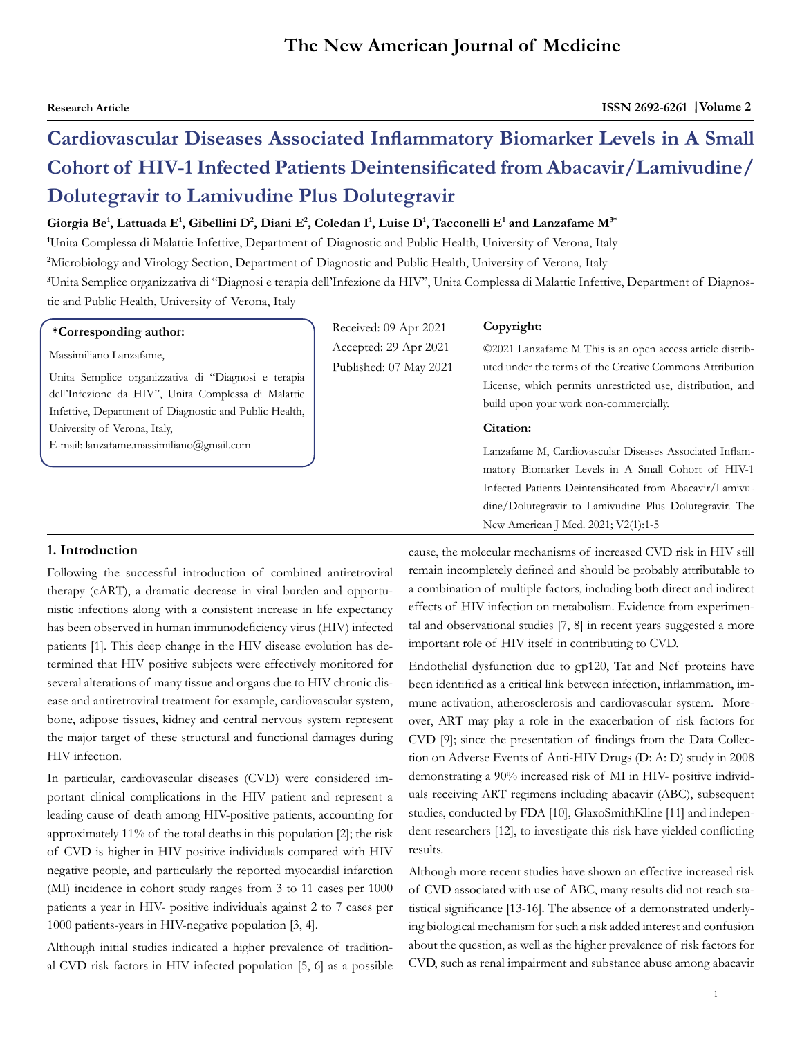**Research Article**

ISSN 2692-6261 | Volume 2

# Cardiovascular Diseases Associated Inflammatory Biomarker Levels in A Small Cohort of HIV-1 Infected Patients Deintensificated from Abacavir/Lamivudine/ Dolutegravir to Lamivudine Plus Dolutegravir

**Giorgia Be[1], Lattuada E[1], Gibellini D[2], Diani E[2], Coledan I[1], Luise D[1], Tacconelli E[1] and Lanzafame M[3*]**

[1]Unita Complessa di Malattie Infettive, Department of Diagnostic and Public Health, University of Verona, Italy

[2]Microbiology and Virology Section, Department of Diagnostic and Public Health, University of Verona, Italy

[3]Unita Semplice organizzativa di "Diagnosi e terapia dell'Infezione da HIV", Unita Complessa di Malattie Infettive, Department of Diagnostic and Public Health, University of Verona, Italy

**\*Corresponding author:**

Massimiliano Lanzafame,

Unita Semplice organizzativa di "Diagnosi e terapia dell'Infezione da HIV", Unita Complessa di Malattie Infettive, Department of Diagnostic and Public Health, University of Verona, Italy,

E-mail: lanzafame.massimiliano@gmail.com

Received: 09 Apr 2021

Accepted: 29 Apr 2021

Published: 07 May 2021

**Copyright:**

©2021 Lanzafame M This is an open access article distributed under the terms of the Creative Commons Attribution License, which permits unrestricted use, distribution, and build upon your work non-commercially.

**Citation:**

Lanzafame M, Cardiovascular Diseases Associated Inflammatory Biomarker Levels in A Small Cohort of HIV-1 Infected Patients Deintensificated from Abacavir/Lamivudine/Dolutegravir to Lamivudine Plus Dolutegravir. The New American J Med. 2021; V2(1):1-5

## 1. Introduction

Following the successful introduction of combined antiretroviral therapy (cART), a dramatic decrease in viral burden and opportunistic infections along with a consistent increase in life expectancy has been observed in human immunodeficiency virus (HIV) infected patients [1]. This deep change in the HIV disease evolution has determined that HIV positive subjects were effectively monitored for several alterations of many tissue and organs due to HIV chronic disease and antiretroviral treatment for example, cardiovascular system, bone, adipose tissues, kidney and central nervous system represent the major target of these structural and functional damages during HIV infection.

In particular, cardiovascular diseases (CVD) were considered important clinical complications in the HIV patient and represent a leading cause of death among HIV-positive patients, accounting for approximately 11% of the total deaths in this population [2]; the risk of CVD is higher in HIV positive individuals compared with HIV negative people, and particularly the reported myocardial infarction (MI) incidence in cohort study ranges from 3 to 11 cases per 1000 patients a year in HIV- positive individuals against 2 to 7 cases per 1000 patients-years in HIV-negative population [3, 4].

Although initial studies indicated a higher prevalence of traditional CVD risk factors in HIV infected population [5, 6] as a possible cause, the molecular mechanisms of increased CVD risk in HIV still remain incompletely defined and should be probably attributable to a combination of multiple factors, including both direct and indirect effects of HIV infection on metabolism. Evidence from experimental and observational studies [7, 8] in recent years suggested a more important role of HIV itself in contributing to CVD.

Endothelial dysfunction due to gp120, Tat and Nef proteins have been identified as a critical link between infection, inflammation, immune activation, atherosclerosis and cardiovascular system. Moreover, ART may play a role in the exacerbation of risk factors for CVD [9]; since the presentation of findings from the Data Collection on Adverse Events of Anti-HIV Drugs (D: A: D) study in 2008 demonstrating a 90% increased risk of MI in HIV- positive individuals receiving ART regimens including abacavir (ABC), subsequent studies, conducted by FDA [10], GlaxoSmithKline [11] and independent researchers [12], to investigate this risk have yielded conflicting results.

Although more recent studies have shown an effective increased risk of CVD associated with use of ABC, many results did not reach statistical significance [13-16]. The absence of a demonstrated underlying biological mechanism for such a risk added interest and confusion about the question, as well as the higher prevalence of risk factors for CVD, such as renal impairment and substance abuse among abacavir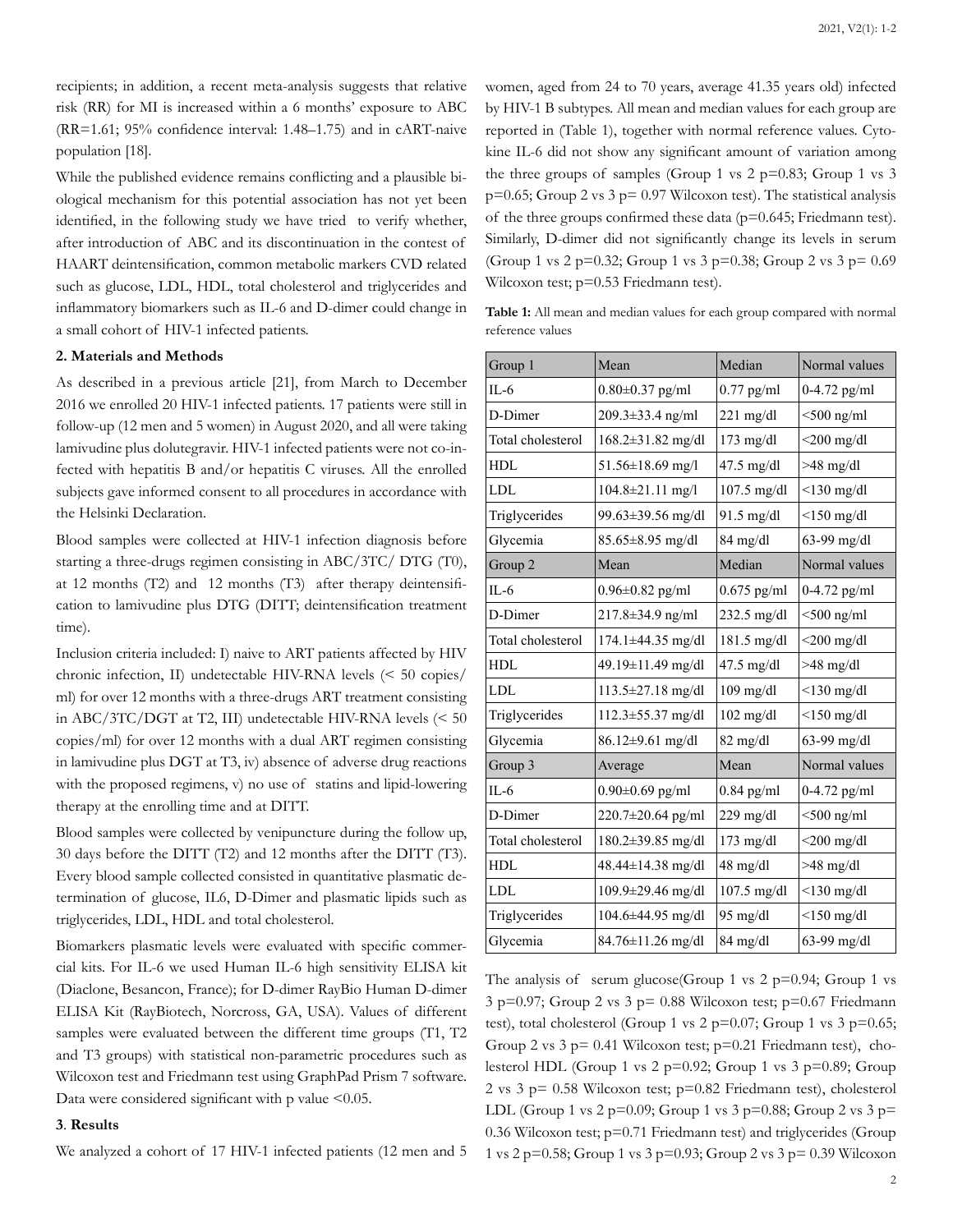recipients; in addition, a recent meta-analysis suggests that relative risk (RR) for MI is increased within a 6 months' exposure to ABC (RR=1.61; 95% confidence interval: 1.48–1.75) and in cART-naive population [18].

While the published evidence remains conflicting and a plausible biological mechanism for this potential association has not yet been identified, in the following study we have tried to verify whether, after introduction of ABC and its discontinuation in the contest of HAART deintensification, common metabolic markers CVD related such as glucose, LDL, HDL, total cholesterol and triglycerides and inflammatory biomarkers such as IL-6 and D-dimer could change in a small cohort of HIV-1 infected patients.

## 2. Materials and Methods

As described in a previous article [21], from March to December 2016 we enrolled 20 HIV-1 infected patients. 17 patients were still in follow-up (12 men and 5 women) in August 2020, and all were taking lamivudine plus dolutegravir. HIV-1 infected patients were not co-infected with hepatitis B and/or hepatitis C viruses. All the enrolled subjects gave informed consent to all procedures in accordance with the Helsinki Declaration.

Blood samples were collected at HIV-1 infection diagnosis before starting a three-drugs regimen consisting in ABC/3TC/ DTG (T0), at 12 months (T2) and 12 months (T3) after therapy deintensification to lamivudine plus DTG (DITT; deintensification treatment time).

Inclusion criteria included: I) naive to ART patients affected by HIV chronic infection, II) undetectable HIV-RNA levels (< 50 copies/ml) for over 12 months with a three-drugs ART treatment consisting in ABC/3TC/DGT at T2, III) undetectable HIV-RNA levels (< 50 copies/ml) for over 12 months with a dual ART regimen consisting in lamivudine plus DGT at T3, iv) absence of adverse drug reactions with the proposed regimens, v) no use of statins and lipid-lowering therapy at the enrolling time and at DITT.

Blood samples were collected by venipuncture during the follow up, 30 days before the DITT (T2) and 12 months after the DITT (T3). Every blood sample collected consisted in quantitative plasmatic determination of glucose, IL6, D-Dimer and plasmatic lipids such as triglycerides, LDL, HDL and total cholesterol.

Biomarkers plasmatic levels were evaluated with specific commercial kits. For IL-6 we used Human IL-6 high sensitivity ELISA kit (Diaclone, Besancon, France); for D-dimer RayBio Human D-dimer ELISA Kit (RayBiotech, Norcross, GA, USA). Values of different samples were evaluated between the different time groups (T1, T2 and T3 groups) with statistical non-parametric procedures such as Wilcoxon test and Friedmann test using GraphPad Prism 7 software. Data were considered significant with p value <0.05.

## 3. Results

We analyzed a cohort of 17 HIV-1 infected patients (12 men and 5 women, aged from 24 to 70 years, average 41.35 years old) infected by HIV-1 B subtypes. All mean and median values for each group are reported in (Table 1), together with normal reference values. Cytokine IL-6 did not show any significant amount of variation among the three groups of samples (Group 1 vs 2 p=0.83; Group 1 vs 3 p=0.65; Group 2 vs 3 p= 0.97 Wilcoxon test). The statistical analysis of the three groups confirmed these data (p=0.645; Friedmann test). Similarly, D-dimer did not significantly change its levels in serum (Group 1 vs 2 p=0.32; Group 1 vs 3 p=0.38; Group 2 vs 3 p= 0.69 Wilcoxon test; p=0.53 Friedmann test).

**Table 1:** All mean and median values for each group compared with normal reference values

| Group 1 | Mean | Median | Normal values |
|---|---|---|---|
| IL-6 | 0.80±0.37 pg/ml | 0.77 pg/ml | 0-4.72 pg/ml |
| D-Dimer | 209.3±33.4 ng/ml | 221 mg/dl | <500 ng/ml |
| Total cholesterol | 168.2±31.82 mg/dl | 173 mg/dl | <200 mg/dl |
| HDL | 51.56±18.69 mg/l | 47.5 mg/dl | >48 mg/dl |
| LDL | 104.8±21.11 mg/l | 107.5 mg/dl | <130 mg/dl |
| Triglycerides | 99.63±39.56 mg/dl | 91.5 mg/dl | <150 mg/dl |
| Glycemia | 85.65±8.95 mg/dl | 84 mg/dl | 63-99 mg/dl |
| **Group 2** | **Mean** | **Median** | **Normal values** |
| IL-6 | 0.96±0.82 pg/ml | 0.675 pg/ml | 0-4.72 pg/ml |
| D-Dimer | 217.8±34.9 ng/ml | 232.5 mg/dl | <500 ng/ml |
| Total cholesterol | 174.1±44.35 mg/dl | 181.5 mg/dl | <200 mg/dl |
| HDL | 49.19±11.49 mg/dl | 47.5 mg/dl | >48 mg/dl |
| LDL | 113.5±27.18 mg/dl | 109 mg/dl | <130 mg/dl |
| Triglycerides | 112.3±55.37 mg/dl | 102 mg/dl | <150 mg/dl |
| Glycemia | 86.12±9.61 mg/dl | 82 mg/dl | 63-99 mg/dl |
| **Group 3** | **Average** | **Mean** | **Normal values** |
| IL-6 | 0.90±0.69 pg/ml | 0.84 pg/ml | 0-4.72 pg/ml |
| D-Dimer | 220.7±20.64 pg/ml | 229 mg/dl | <500 ng/ml |
| Total cholesterol | 180.2±39.85 mg/dl | 173 mg/dl | <200 mg/dl |
| HDL | 48.44±14.38 mg/dl | 48 mg/dl | >48 mg/dl |
| LDL | 109.9±29.46 mg/dl | 107.5 mg/dl | <130 mg/dl |
| Triglycerides | 104.6±44.95 mg/dl | 95 mg/dl | <150 mg/dl |
| Glycemia | 84.76±11.26 mg/dl | 84 mg/dl | 63-99 mg/dl |

The analysis of serum glucose(Group 1 vs 2 p=0.94; Group 1 vs 3 p=0.97; Group 2 vs 3 p= 0.88 Wilcoxon test; p=0.67 Friedmann test), total cholesterol (Group 1 vs 2 p=0.07; Group 1 vs 3 p=0.65; Group 2 vs 3 p= 0.41 Wilcoxon test; p=0.21 Friedmann test), cholesterol HDL (Group 1 vs 2 p=0.92; Group 1 vs 3 p=0.89; Group 2 vs 3 p= 0.58 Wilcoxon test; p=0.82 Friedmann test), cholesterol LDL (Group 1 vs 2 p=0.09; Group 1 vs 3 p=0.88; Group 2 vs 3 p= 0.36 Wilcoxon test; p=0.71 Friedmann test) and triglycerides (Group 1 vs 2 p=0.58; Group 1 vs 3 p=0.93; Group 2 vs 3 p= 0.39 Wilcoxon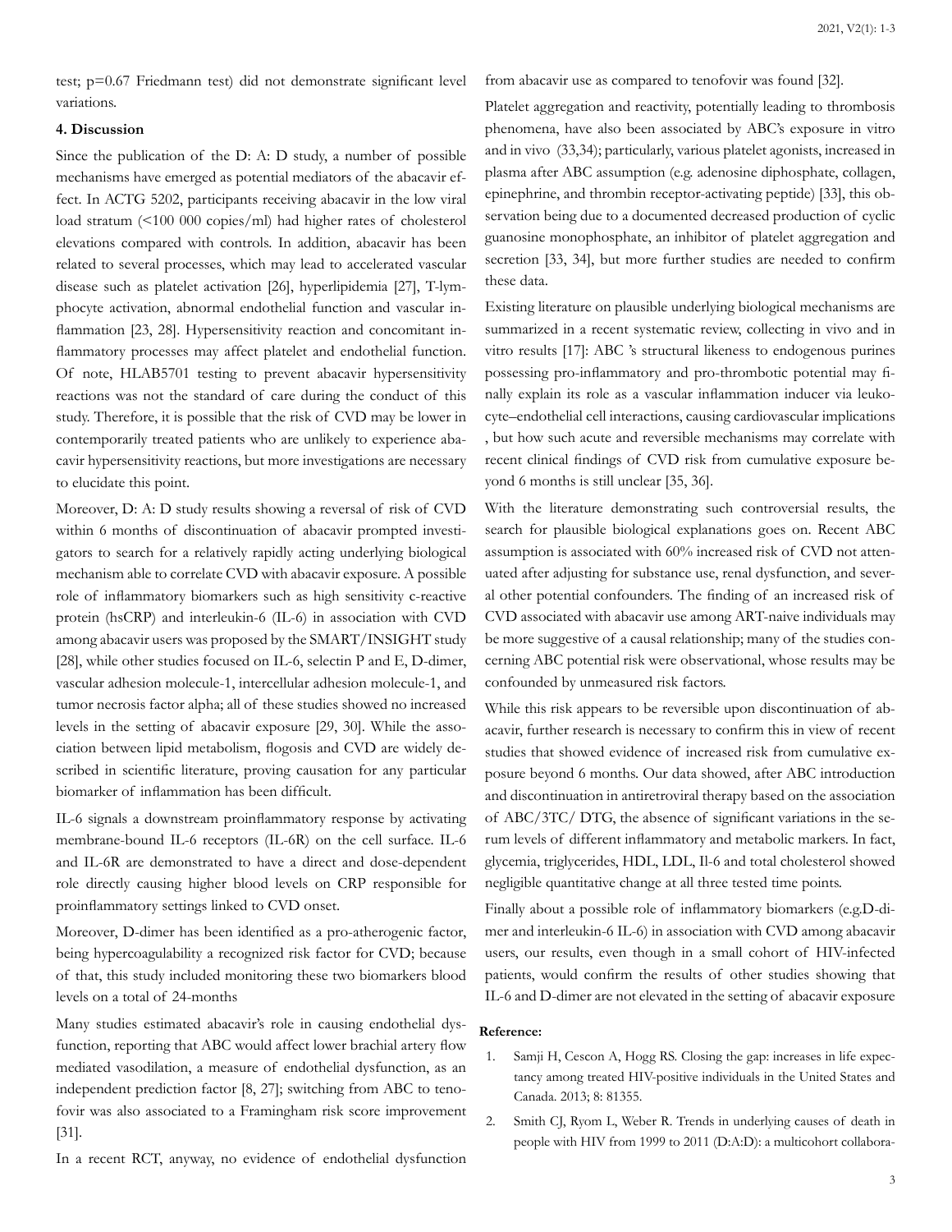test; p=0.67 Friedmann test) did not demonstrate significant level variations.

## 4. Discussion

Since the publication of the D: A: D study, a number of possible mechanisms have emerged as potential mediators of the abacavir effect. In ACTG 5202, participants receiving abacavir in the low viral load stratum (<100 000 copies/ml) had higher rates of cholesterol elevations compared with controls. In addition, abacavir has been related to several processes, which may lead to accelerated vascular disease such as platelet activation [26], hyperlipidemia [27], T-lymphocyte activation, abnormal endothelial function and vascular inflammation [23, 28]. Hypersensitivity reaction and concomitant inflammatory processes may affect platelet and endothelial function. Of note, HLAB5701 testing to prevent abacavir hypersensitivity reactions was not the standard of care during the conduct of this study. Therefore, it is possible that the risk of CVD may be lower in contemporarily treated patients who are unlikely to experience abacavir hypersensitivity reactions, but more investigations are necessary to elucidate this point.

Moreover, D: A: D study results showing a reversal of risk of CVD within 6 months of discontinuation of abacavir prompted investigators to search for a relatively rapidly acting underlying biological mechanism able to correlate CVD with abacavir exposure. A possible role of inflammatory biomarkers such as high sensitivity c-reactive protein (hsCRP) and interleukin-6 (IL-6) in association with CVD among abacavir users was proposed by the SMART/INSIGHT study [28], while other studies focused on IL-6, selectin P and E, D-dimer, vascular adhesion molecule-1, intercellular adhesion molecule-1, and tumor necrosis factor alpha; all of these studies showed no increased levels in the setting of abacavir exposure [29, 30]. While the association between lipid metabolism, flogosis and CVD are widely described in scientific literature, proving causation for any particular biomarker of inflammation has been difficult.

IL-6 signals a downstream proinflammatory response by activating membrane-bound IL-6 receptors (IL-6R) on the cell surface. IL-6 and IL-6R are demonstrated to have a direct and dose-dependent role directly causing higher blood levels on CRP responsible for proinflammatory settings linked to CVD onset.

Moreover, D-dimer has been identified as a pro-atherogenic factor, being hypercoagulability a recognized risk factor for CVD; because of that, this study included monitoring these two biomarkers blood levels on a total of 24-months

Many studies estimated abacavir's role in causing endothelial dysfunction, reporting that ABC would affect lower brachial artery flow mediated vasodilation, a measure of endothelial dysfunction, as an independent prediction factor [8, 27]; switching from ABC to tenofovir was also associated to a Framingham risk score improvement [31].

In a recent RCT, anyway, no evidence of endothelial dysfunction from abacavir use as compared to tenofovir was found [32].

Platelet aggregation and reactivity, potentially leading to thrombosis phenomena, have also been associated by ABC's exposure in vitro and in vivo (33,34); particularly, various platelet agonists, increased in plasma after ABC assumption (e.g. adenosine diphosphate, collagen, epinephrine, and thrombin receptor-activating peptide) [33], this observation being due to a documented decreased production of cyclic guanosine monophosphate, an inhibitor of platelet aggregation and secretion [33, 34], but more further studies are needed to confirm these data.

Existing literature on plausible underlying biological mechanisms are summarized in a recent systematic review, collecting in vivo and in vitro results [17]: ABC 's structural likeness to endogenous purines possessing pro-inflammatory and pro-thrombotic potential may finally explain its role as a vascular inflammation inducer via leukocyte–endothelial cell interactions, causing cardiovascular implications , but how such acute and reversible mechanisms may correlate with recent clinical findings of CVD risk from cumulative exposure beyond 6 months is still unclear [35, 36].

With the literature demonstrating such controversial results, the search for plausible biological explanations goes on. Recent ABC assumption is associated with 60% increased risk of CVD not attenuated after adjusting for substance use, renal dysfunction, and several other potential confounders. The finding of an increased risk of CVD associated with abacavir use among ART-naive individuals may be more suggestive of a causal relationship; many of the studies concerning ABC potential risk were observational, whose results may be confounded by unmeasured risk factors.

While this risk appears to be reversible upon discontinuation of abacavir, further research is necessary to confirm this in view of recent studies that showed evidence of increased risk from cumulative exposure beyond 6 months. Our data showed, after ABC introduction and discontinuation in antiretroviral therapy based on the association of ABC/3TC/ DTG, the absence of significant variations in the serum levels of different inflammatory and metabolic markers. In fact, glycemia, triglycerides, HDL, LDL, Il-6 and total cholesterol showed negligible quantitative change at all three tested time points.

Finally about a possible role of inflammatory biomarkers (e.g.D-dimer and interleukin-6 IL-6) in association with CVD among abacavir users, our results, even though in a small cohort of HIV-infected patients, would confirm the results of other studies showing that IL-6 and D-dimer are not elevated in the setting of abacavir exposure

**Reference:**

1. Samji H, Cescon A, Hogg RS. Closing the gap: increases in life expectancy among treated HIV-positive individuals in the United States and Canada. 2013; 8: 81355.
2. Smith CJ, Ryom L, Weber R. Trends in underlying causes of death in people with HIV from 1999 to 2011 (D:A:D): a multicohort collabora-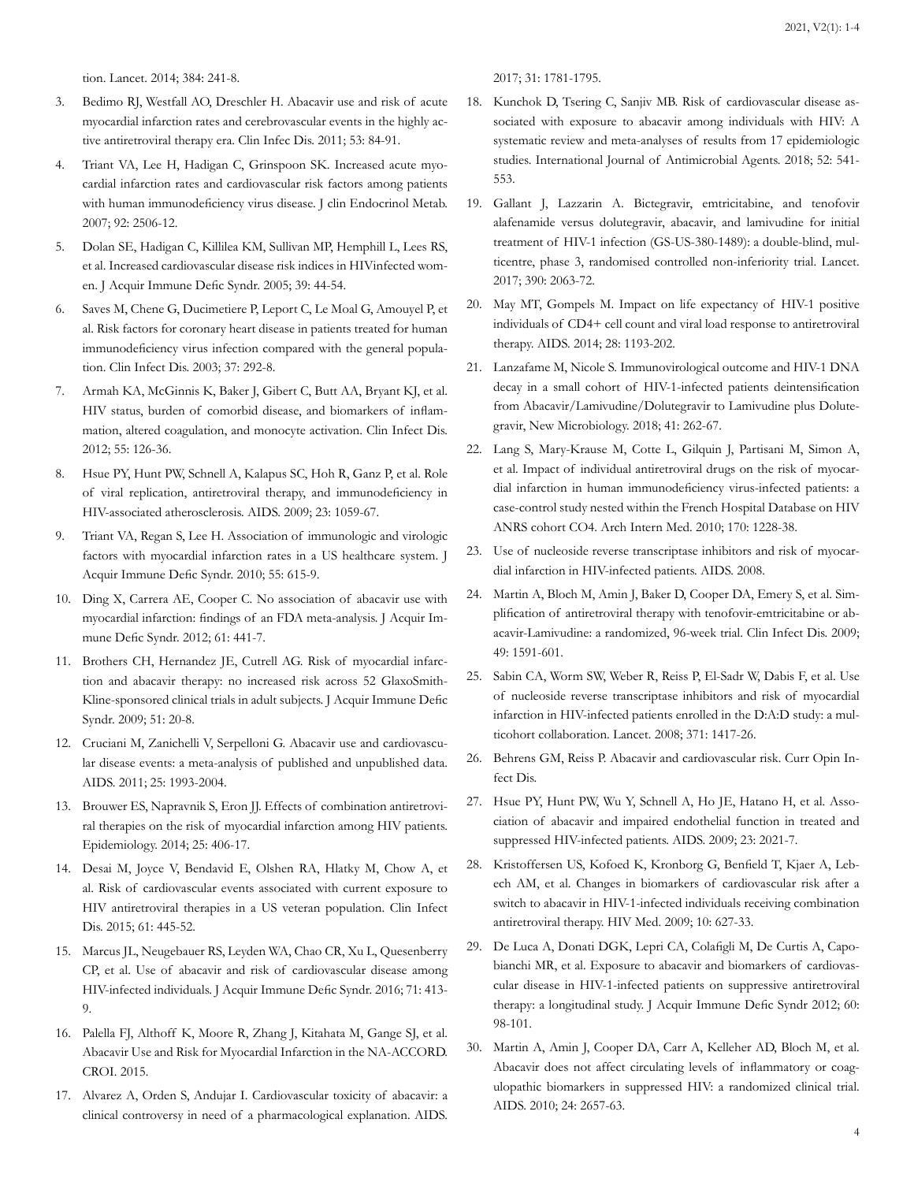tion. Lancet. 2014; 384: 241-8.

3. Bedimo RJ, Westfall AO, Dreschler H. Abacavir use and risk of acute myocardial infarction rates and cerebrovascular events in the highly active antiretroviral therapy era. Clin Infec Dis. 2011; 53: 84-91.
4. Triant VA, Lee H, Hadigan C, Grinspoon SK. Increased acute myocardial infarction rates and cardiovascular risk factors among patients with human immunodeficiency virus disease. J clin Endocrinol Metab. 2007; 92: 2506-12.
5. Dolan SE, Hadigan C, Killilea KM, Sullivan MP, Hemphill L, Lees RS, et al. Increased cardiovascular disease risk indices in HIVinfected women. J Acquir Immune Defic Syndr. 2005; 39: 44-54.
6. Saves M, Chene G, Ducimetiere P, Leport C, Le Moal G, Amouyel P, et al. Risk factors for coronary heart disease in patients treated for human immunodeficiency virus infection compared with the general population. Clin Infect Dis. 2003; 37: 292-8.
7. Armah KA, McGinnis K, Baker J, Gibert C, Butt AA, Bryant KJ, et al. HIV status, burden of comorbid disease, and biomarkers of inflammation, altered coagulation, and monocyte activation. Clin Infect Dis. 2012; 55: 126-36.
8. Hsue PY, Hunt PW, Schnell A, Kalapus SC, Hoh R, Ganz P, et al. Role of viral replication, antiretroviral therapy, and immunodeficiency in HIV-associated atherosclerosis. AIDS. 2009; 23: 1059-67.
9. Triant VA, Regan S, Lee H. Association of immunologic and virologic factors with myocardial infarction rates in a US healthcare system. J Acquir Immune Defic Syndr. 2010; 55: 615-9.
10. Ding X, Carrera AE, Cooper C. No association of abacavir use with myocardial infarction: findings of an FDA meta-analysis. J Acquir Immune Defic Syndr. 2012; 61: 441-7.
11. Brothers CH, Hernandez JE, Cutrell AG. Risk of myocardial infarction and abacavir therapy: no increased risk across 52 GlaxoSmithKline-sponsored clinical trials in adult subjects. J Acquir Immune Defic Syndr. 2009; 51: 20-8.
12. Cruciani M, Zanichelli V, Serpelloni G. Abacavir use and cardiovascular disease events: a meta-analysis of published and unpublished data. AIDS. 2011; 25: 1993-2004.
13. Brouwer ES, Napravnik S, Eron JJ. Effects of combination antiretroviral therapies on the risk of myocardial infarction among HIV patients. Epidemiology. 2014; 25: 406-17.
14. Desai M, Joyce V, Bendavid E, Olshen RA, Hlatky M, Chow A, et al. Risk of cardiovascular events associated with current exposure to HIV antiretroviral therapies in a US veteran population. Clin Infect Dis. 2015; 61: 445-52.
15. Marcus JL, Neugebauer RS, Leyden WA, Chao CR, Xu L, Quesenberry CP, et al. Use of abacavir and risk of cardiovascular disease among HIV-infected individuals. J Acquir Immune Defic Syndr. 2016; 71: 413-9.
16. Palella FJ, Althoff K, Moore R, Zhang J, Kitahata M, Gange SJ, et al. Abacavir Use and Risk for Myocardial Infarction in the NA-ACCORD. CROI. 2015.
17. Alvarez A, Orden S, Andujar I. Cardiovascular toxicity of abacavir: a clinical controversy in need of a pharmacological explanation. AIDS. 2017; 31: 1781-1795.
18. Kunchok D, Tsering C, Sanjiv MB. Risk of cardiovascular disease associated with exposure to abacavir among individuals with HIV: A systematic review and meta-analyses of results from 17 epidemiologic studies. International Journal of Antimicrobial Agents. 2018; 52: 541-553.
19. Gallant J, Lazzarin A. Bictegravir, emtricitabine, and tenofovir alafenamide versus dolutegravir, abacavir, and lamivudine for initial treatment of HIV-1 infection (GS-US-380-1489): a double-blind, multicentre, phase 3, randomised controlled non-inferiority trial. Lancet. 2017; 390: 2063-72.
20. May MT, Gompels M. Impact on life expectancy of HIV-1 positive individuals of CD4+ cell count and viral load response to antiretroviral therapy. AIDS. 2014; 28: 1193-202.
21. Lanzafame M, Nicole S. Immunovirological outcome and HIV-1 DNA decay in a small cohort of HIV-1-infected patients deintensification from Abacavir/Lamivudine/Dolutegravir to Lamivudine plus Dolutegravir, New Microbiology. 2018; 41: 262-67.
22. Lang S, Mary-Krause M, Cotte L, Gilquin J, Partisani M, Simon A, et al. Impact of individual antiretroviral drugs on the risk of myocardial infarction in human immunodeficiency virus-infected patients: a case-control study nested within the French Hospital Database on HIV ANRS cohort CO4. Arch Intern Med. 2010; 170: 1228-38.
23. Use of nucleoside reverse transcriptase inhibitors and risk of myocardial infarction in HIV-infected patients. AIDS. 2008.
24. Martin A, Bloch M, Amin J, Baker D, Cooper DA, Emery S, et al. Simplification of antiretroviral therapy with tenofovir-emtricitabine or abacavir-Lamivudine: a randomized, 96-week trial. Clin Infect Dis. 2009; 49: 1591-601.
25. Sabin CA, Worm SW, Weber R, Reiss P, El-Sadr W, Dabis F, et al. Use of nucleoside reverse transcriptase inhibitors and risk of myocardial infarction in HIV-infected patients enrolled in the D:A:D study: a multicohort collaboration. Lancet. 2008; 371: 1417-26.
26. Behrens GM, Reiss P. Abacavir and cardiovascular risk. Curr Opin Infect Dis.
27. Hsue PY, Hunt PW, Wu Y, Schnell A, Ho JE, Hatano H, et al. Association of abacavir and impaired endothelial function in treated and suppressed HIV-infected patients. AIDS. 2009; 23: 2021-7.
28. Kristoffersen US, Kofoed K, Kronborg G, Benfield T, Kjaer A, Lebech AM, et al. Changes in biomarkers of cardiovascular risk after a switch to abacavir in HIV-1-infected individuals receiving combination antiretroviral therapy. HIV Med. 2009; 10: 627-33.
29. De Luca A, Donati DGK, Lepri CA, Colafigli M, De Curtis A, Capobianchi MR, et al. Exposure to abacavir and biomarkers of cardiovascular disease in HIV-1-infected patients on suppressive antiretroviral therapy: a longitudinal study. J Acquir Immune Defic Syndr 2012; 60: 98-101.
30. Martin A, Amin J, Cooper DA, Carr A, Kelleher AD, Bloch M, et al. Abacavir does not affect circulating levels of inflammatory or coagulopathic biomarkers in suppressed HIV: a randomized clinical trial. AIDS. 2010; 24: 2657-63.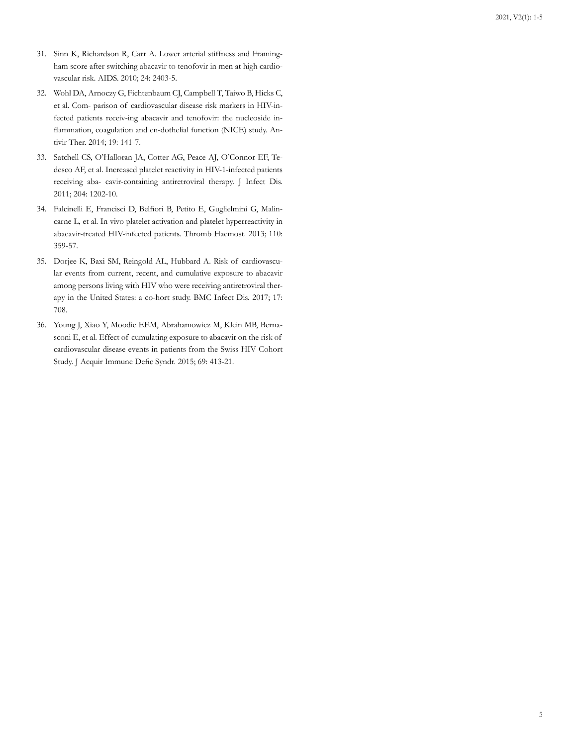31. Sinn K, Richardson R, Carr A. Lower arterial stiffness and Framingham score after switching abacavir to tenofovir in men at high cardiovascular risk. AIDS. 2010; 24: 2403-5.
32. Wohl DA, Arnoczy G, Fichtenbaum CJ, Campbell T, Taiwo B, Hicks C, et al. Com- parison of cardiovascular disease risk markers in HIV-infected patients receiv-ing abacavir and tenofovir: the nucleoside inflammation, coagulation and en-dothelial function (NICE) study. Antivir Ther. 2014; 19: 141-7.
33. Satchell CS, O'Halloran JA, Cotter AG, Peace AJ, O'Connor EF, Tedesco AF, et al. Increased platelet reactivity in HIV-1-infected patients receiving aba- cavir-containing antiretroviral therapy. J Infect Dis. 2011; 204: 1202-10.
34. Falcinelli E, Francisci D, Belfiori B, Petito E, Guglielmini G, Malincarne L, et al. In vivo platelet activation and platelet hyperreactivity in abacavir-treated HIV-infected patients. Thromb Haemost. 2013; 110: 359-57.
35. Dorjee K, Baxi SM, Reingold AL, Hubbard A. Risk of cardiovascular events from current, recent, and cumulative exposure to abacavir among persons living with HIV who were receiving antiretroviral therapy in the United States: a co-hort study. BMC Infect Dis. 2017; 17: 708.
36. Young J, Xiao Y, Moodie EEM, Abrahamowicz M, Klein MB, Bernasconi E, et al. Effect of cumulating exposure to abacavir on the risk of cardiovascular disease events in patients from the Swiss HIV Cohort Study. J Acquir Immune Defic Syndr. 2015; 69: 413-21.